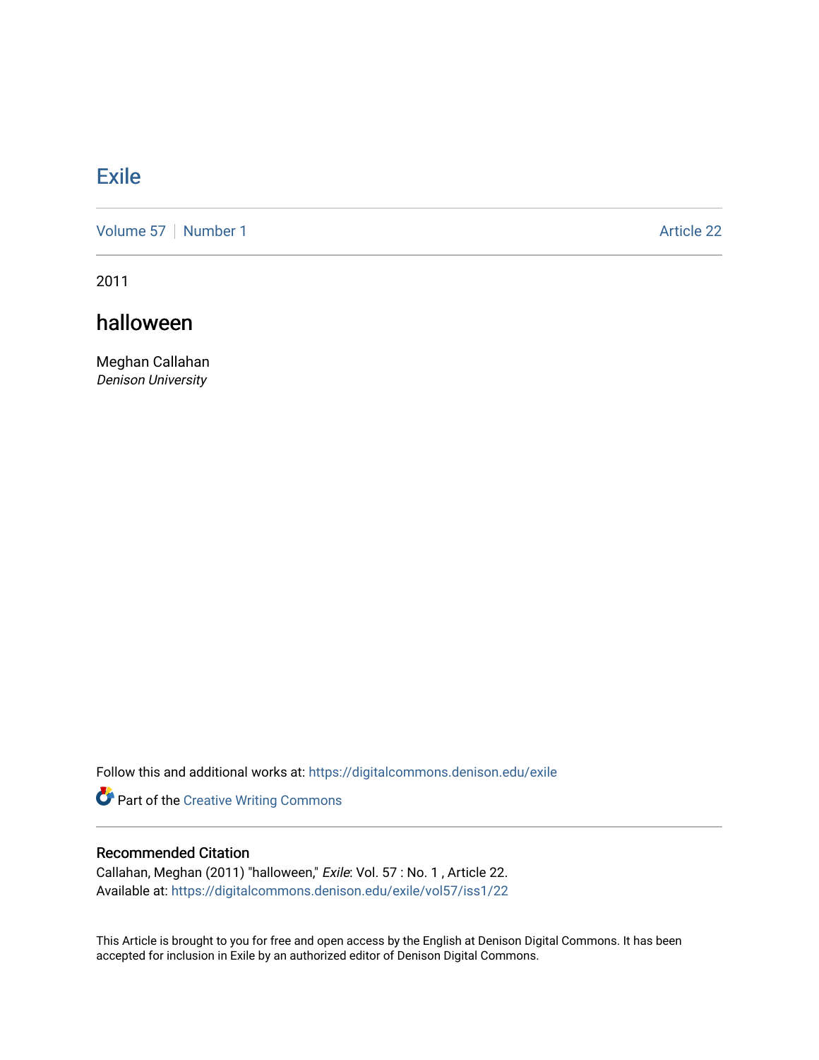# Exile

Volume 57 | Number 1 | Article 22

2011

## halloween

Meghan Callahan
*Denison University*

Follow this and additional works at: https://digitalcommons.denison.edu/exile

Part of the Creative Writing Commons

### Recommended Citation

Callahan, Meghan (2011) "halloween," *Exile*: Vol. 57 : No. 1 , Article 22.
Available at: https://digitalcommons.denison.edu/exile/vol57/iss1/22

This Article is brought to you for free and open access by the English at Denison Digital Commons. It has been accepted for inclusion in Exile by an authorized editor of Denison Digital Commons.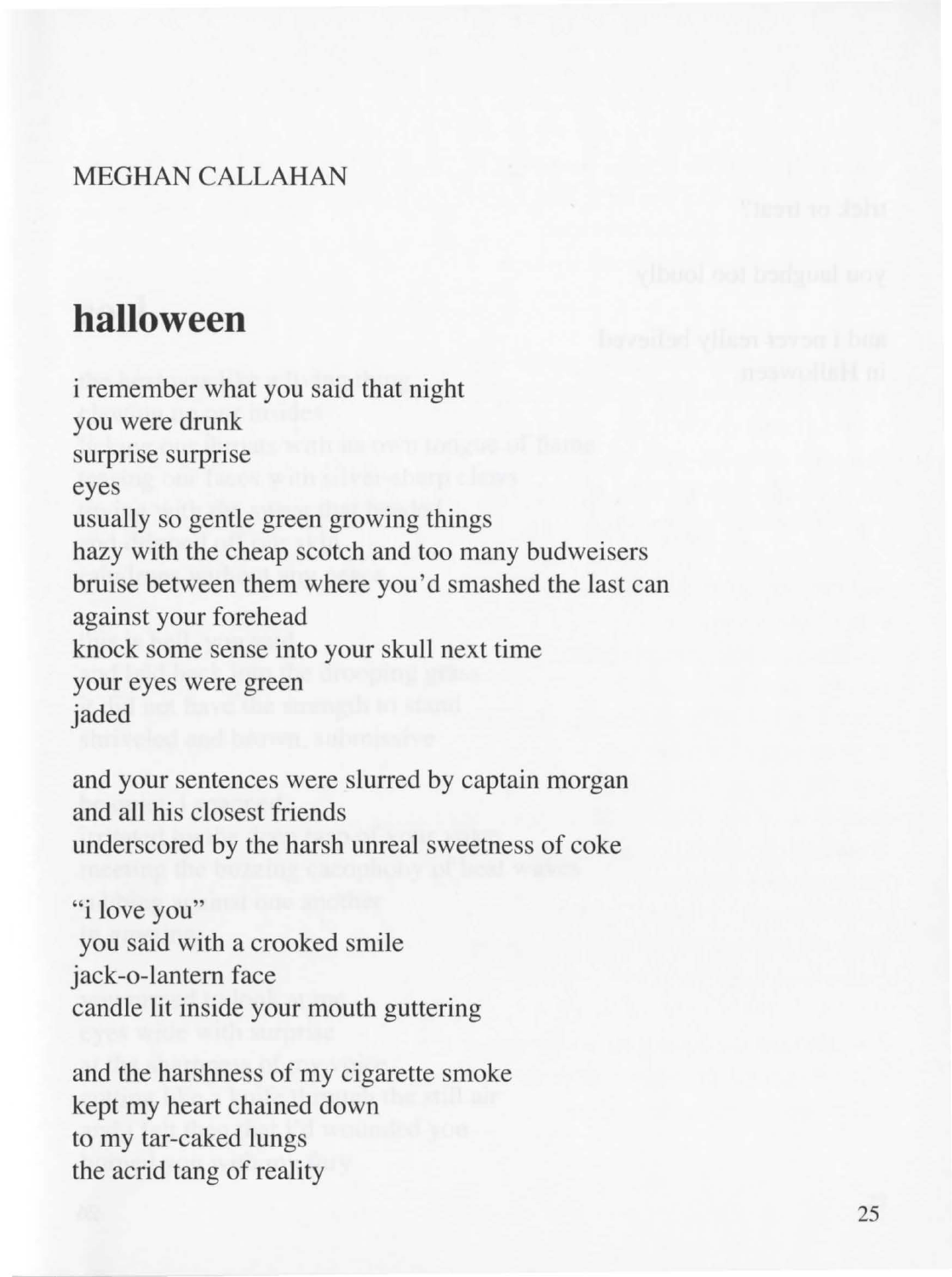MEGHAN CALLAHAN

## halloween

i remember what you said that night
you were drunk
surprise surprise
eyes
usually so gentle green growing things
hazy with the cheap scotch and too many budweisers
bruise between them where you'd smashed the last can
against your forehead
knock some sense into your skull next time
your eyes were green
jaded

and your sentences were slurred by captain morgan
and all his closest friends
underscored by the harsh unreal sweetness of coke

"i love you"
you said with a crooked smile
jack-o-lantern face
candle lit inside your mouth guttering

and the harshness of my cigarette smoke
kept my heart chained down
to my tar-caked lungs
the acrid tang of reality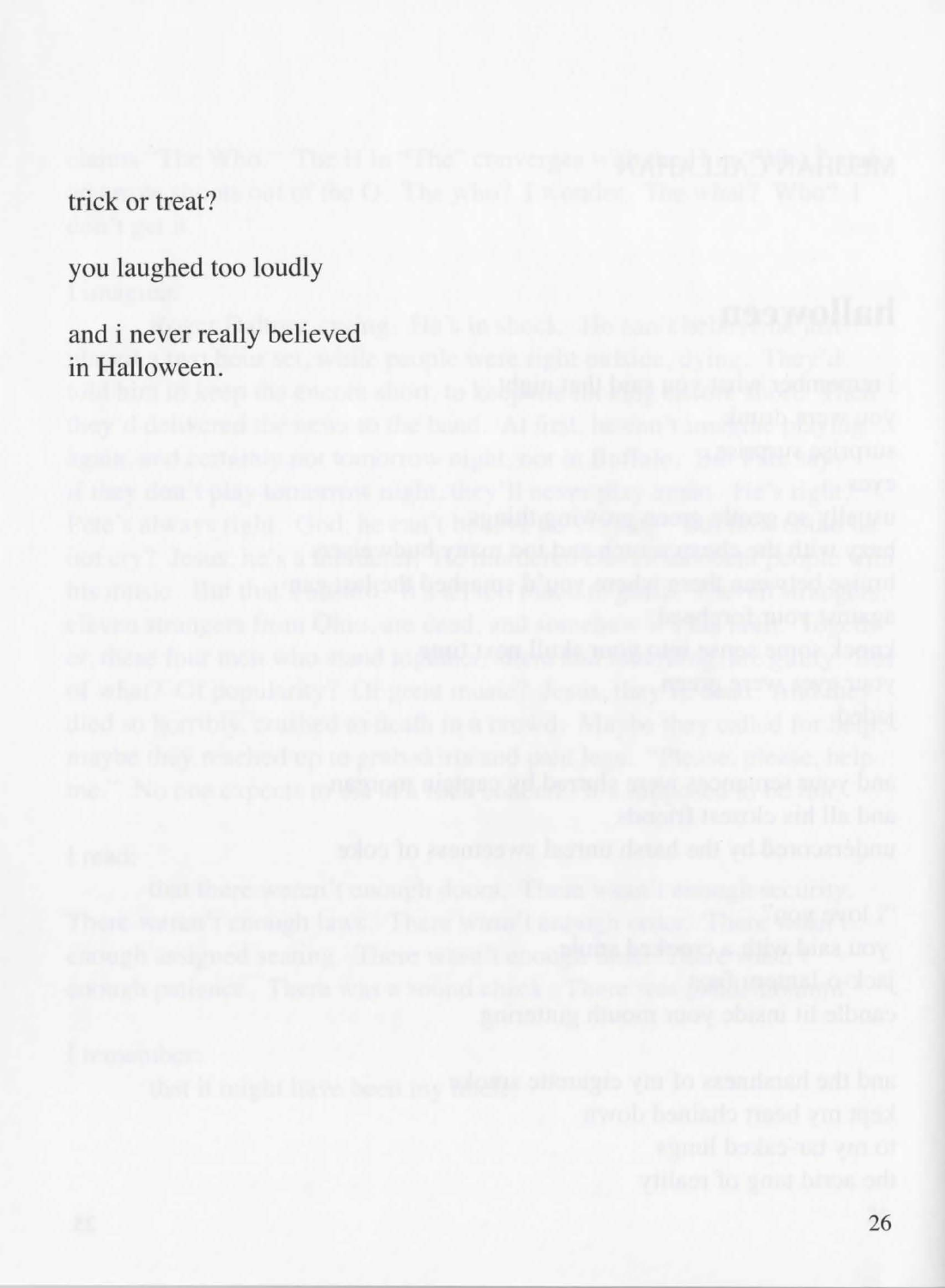trick or treat?

you laughed too loudly

and i never really believed
in Halloween.